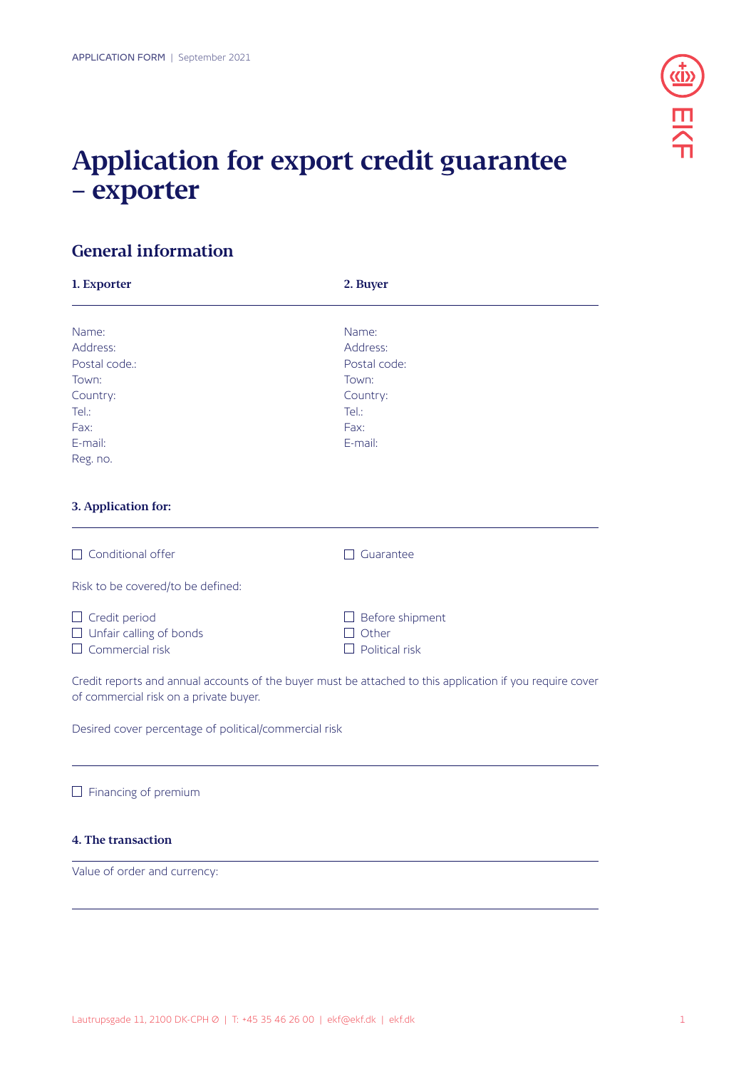APPLICATION FORM | September 2021

# Application for export credit guarantee – exporter

## General information

| 1. Exporter | 2. Buyer |
| --- | --- |
| Name: | Name: |
| Address: | Address: |
| Postal code.: | Postal code: |
| Town: | Town: |
| Country: | Country: |
| Tel.: | Tel.: |
| Fax: | Fax: |
| E-mail: | E-mail: |
| Reg. no. | |

### 3. Application for:

- ☐ Conditional offer
- ☐ Guarantee

Risk to be covered/to be defined:

- ☐ Credit period
- ☐ Unfair calling of bonds
- ☐ Commercial risk
- ☐ Before shipment
- ☐ Other
- ☐ Political risk

Credit reports and annual accounts of the buyer must be attached to this application if you require cover of commercial risk on a private buyer.

Desired cover percentage of political/commercial risk

- ☐ Financing of premium

### 4. The transaction

Value of order and currency: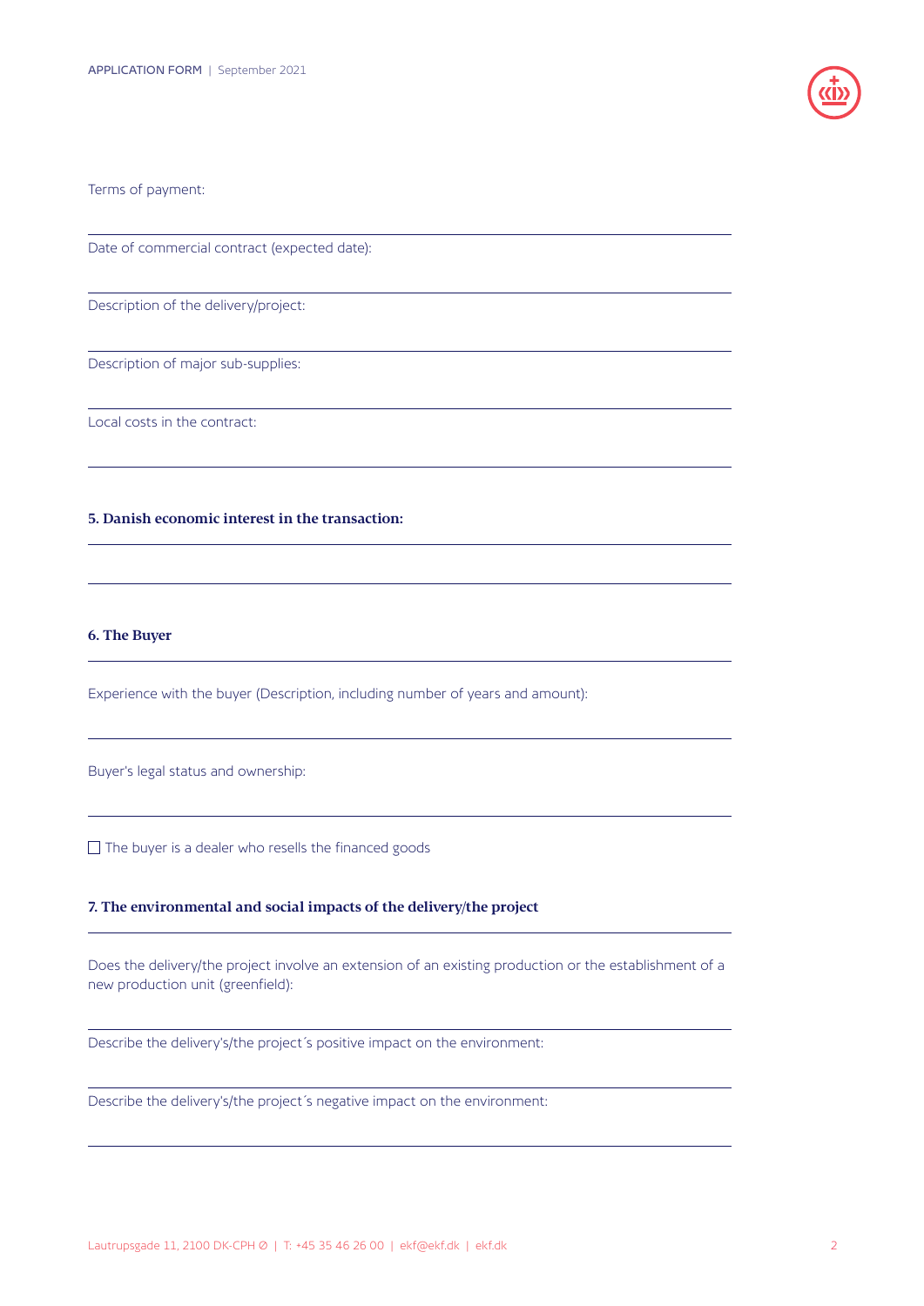Terms of payment:

Date of commercial contract (expected date):

Description of the delivery/project:

Description of major sub-supplies:

Local costs in the contract:

**5. Danish economic interest in the transaction:**

**6. The Buyer**

Experience with the buyer (Description, including number of years and amount):

Buyer's legal status and ownership:

☐ The buyer is a dealer who resells the financed goods

**7. The environmental and social impacts of the delivery/the project**

Does the delivery/the project involve an extension of an existing production or the establishment of a new production unit (greenfield):

Describe the delivery's/the project´s positive impact on the environment:

Describe the delivery's/the project´s negative impact on the environment: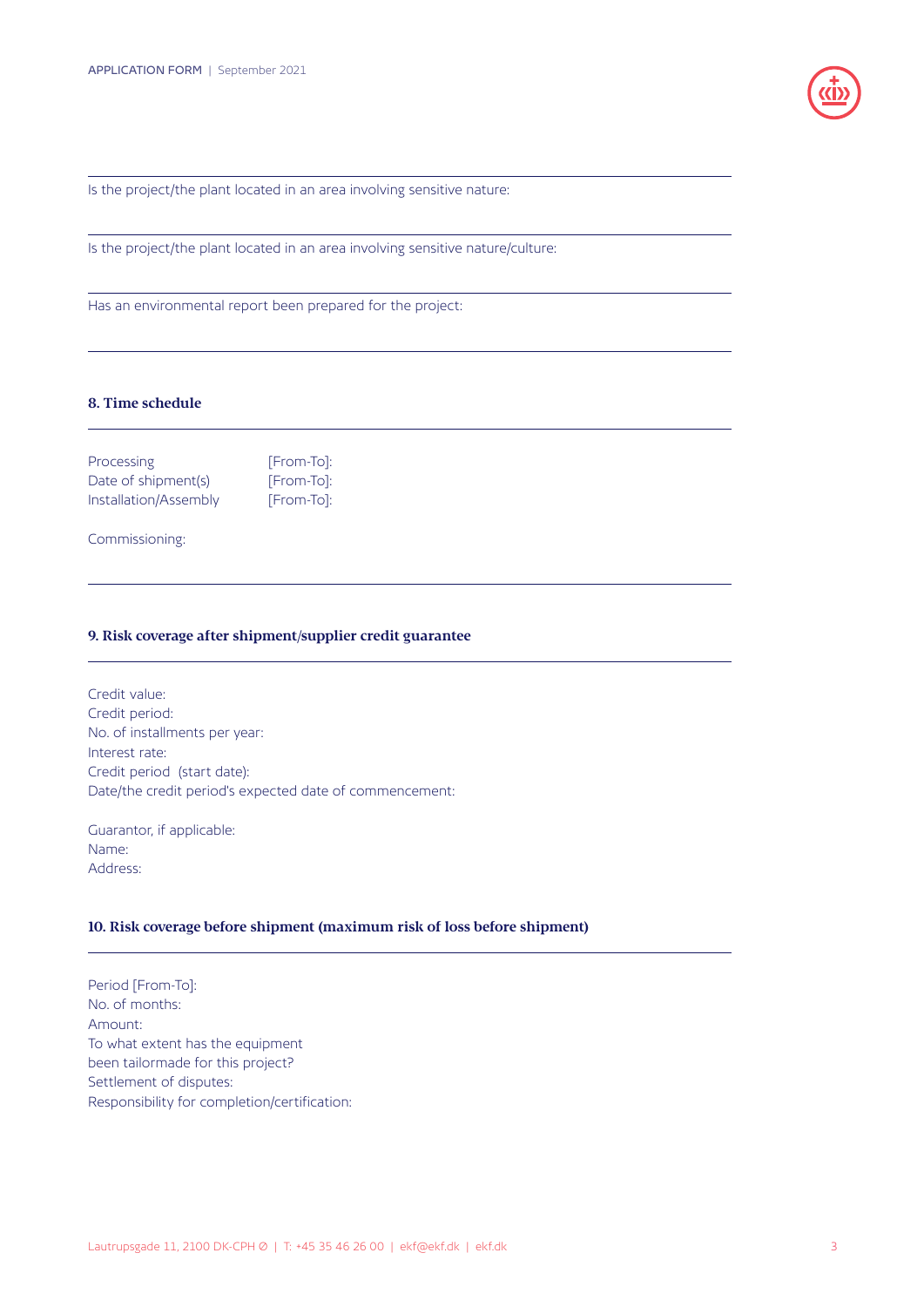Is the project/the plant located in an area involving sensitive nature:

Is the project/the plant located in an area involving sensitive nature/culture:

Has an environmental report been prepared for the project:

### 8. Time schedule

| | |
|---|---|
| Processing | [From-To]: |
| Date of shipment(s) | [From-To]: |
| Installation/Assembly | [From-To]: |

Commissioning:

### 9. Risk coverage after shipment/supplier credit guarantee

Credit value:
Credit period:
No. of installments per year:
Interest rate:
Credit period (start date):
Date/the credit period's expected date of commencement:

Guarantor, if applicable:
Name:
Address:

### 10. Risk coverage before shipment (maximum risk of loss before shipment)

Period [From-To]:
No. of months:
Amount:
To what extent has the equipment been tailormade for this project?
Settlement of disputes:
Responsibility for completion/certification: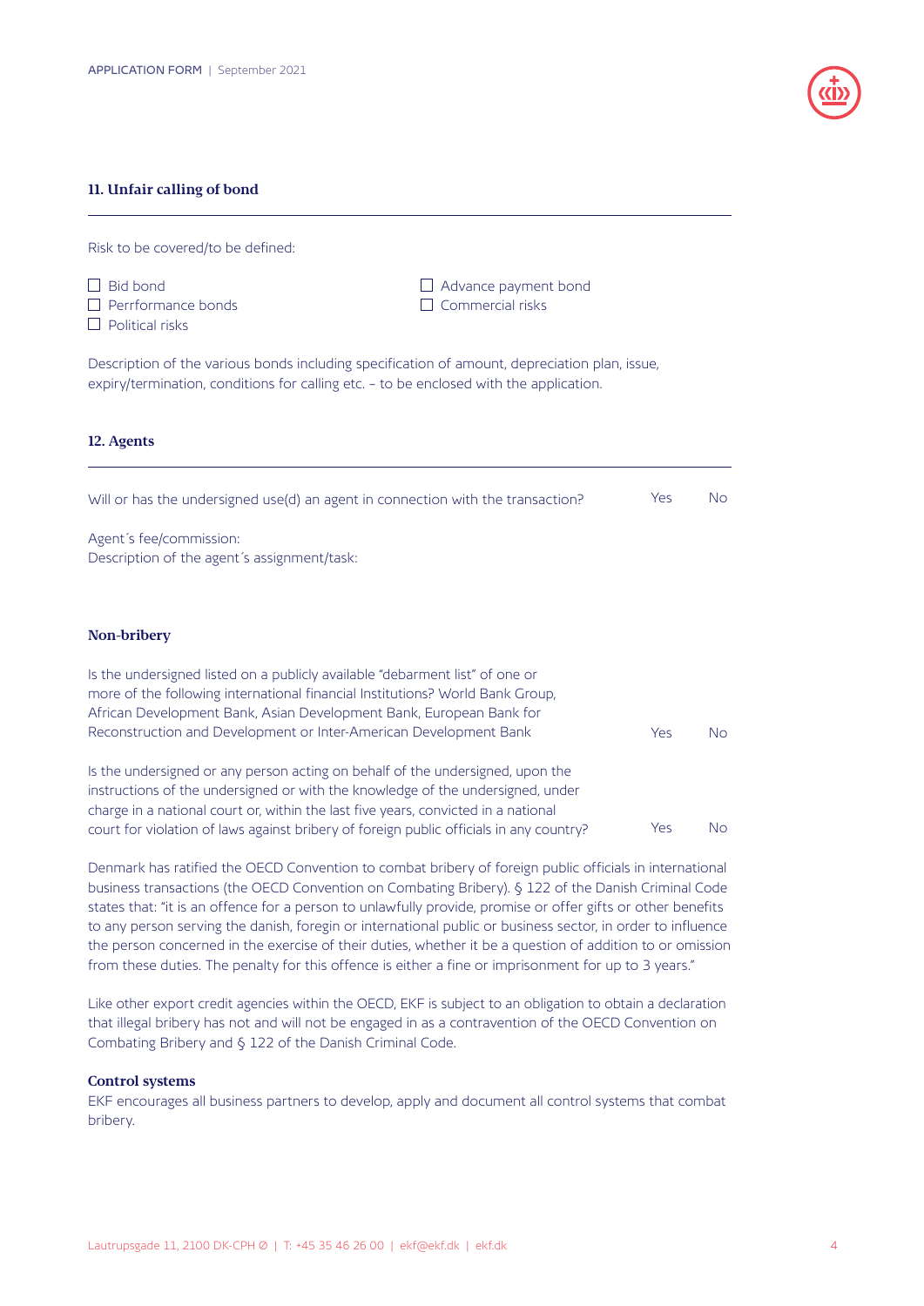## 11. Unfair calling of bond

Risk to be covered/to be defined:

- ☐ Bid bond
- ☐ Perrformance bonds
- ☐ Political risks
- ☐ Advance payment bond
- ☐ Commercial risks

Description of the various bonds including specification of amount, depreciation plan, issue, expiry/termination, conditions for calling etc. – to be enclosed with the application.

## 12. Agents

Will or has the undersigned use(d) an agent in connection with the transaction? Yes No

Agent´s fee/commission:
Description of the agent´s assignment/task:

### Non-bribery

Is the undersigned listed on a publicly available "debarment list" of one or more of the following international financial Institutions? World Bank Group, African Development Bank, Asian Development Bank, European Bank for Reconstruction and Development or Inter-American Development Bank Yes No

Is the undersigned or any person acting on behalf of the undersigned, upon the instructions of the undersigned or with the knowledge of the undersigned, under charge in a national court or, within the last five years, convicted in a national court for violation of laws against bribery of foreign public officials in any country? Yes No

Denmark has ratified the OECD Convention to combat bribery of foreign public officials in international business transactions (the OECD Convention on Combating Bribery). § 122 of the Danish Criminal Code states that: "it is an offence for a person to unlawfully provide, promise or offer gifts or other benefits to any person serving the danish, foregin or international public or business sector, in order to influence the person concerned in the exercise of their duties, whether it be a question of addition to or omission from these duties. The penalty for this offence is either a fine or imprisonment for up to 3 years."

Like other export credit agencies within the OECD, EKF is subject to an obligation to obtain a declaration that illegal bribery has not and will not be engaged in as a contravention of the OECD Convention on Combating Bribery and § 122 of the Danish Criminal Code.

### Control systems

EKF encourages all business partners to develop, apply and document all control systems that combat bribery.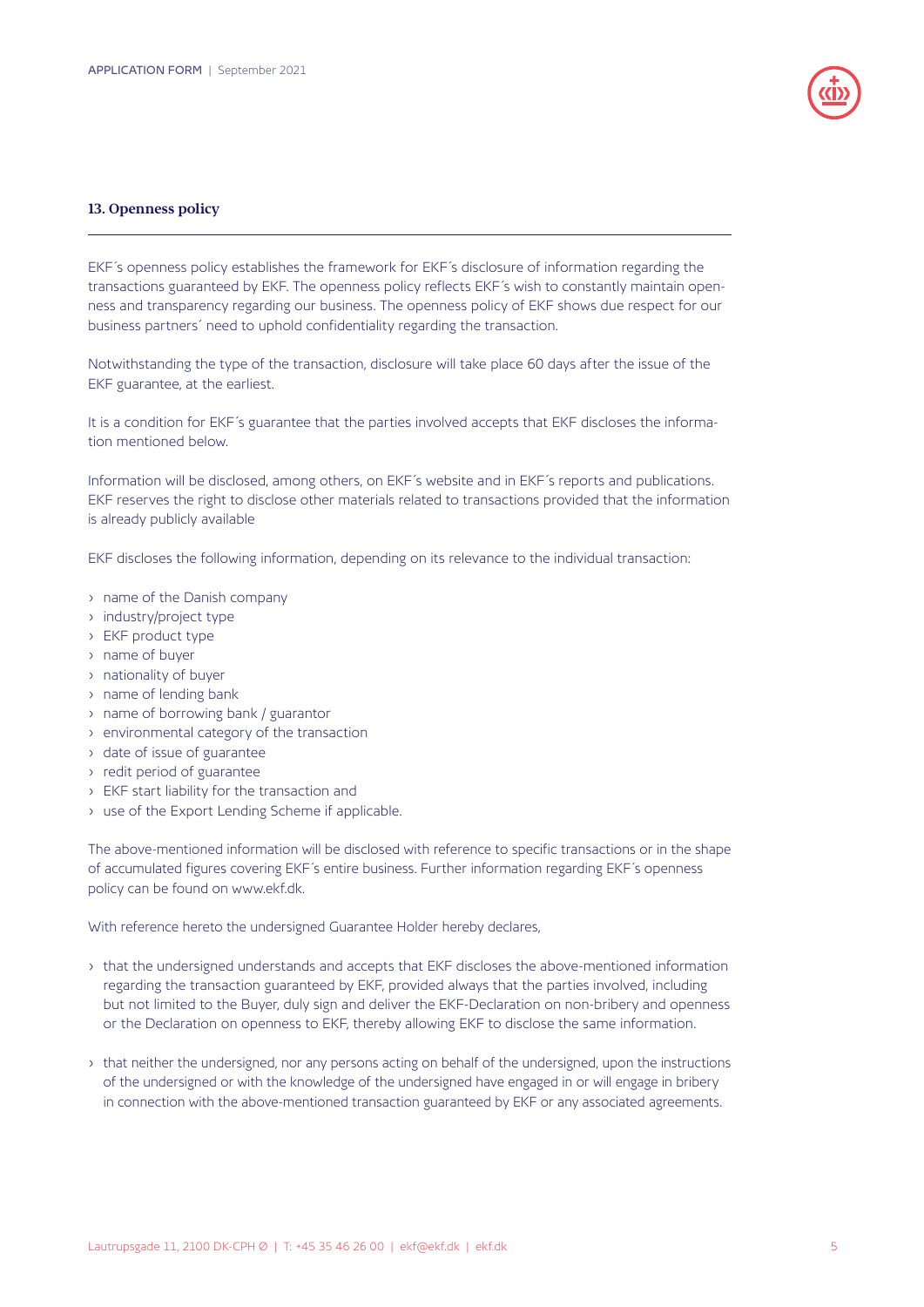### 13. Openness policy

EKF´s openness policy establishes the framework for EKF´s disclosure of information regarding the transactions guaranteed by EKF. The openness policy reflects EKF´s wish to constantly maintain openness and transparency regarding our business. The openness policy of EKF shows due respect for our business partners´ need to uphold confidentiality regarding the transaction.

Notwithstanding the type of the transaction, disclosure will take place 60 days after the issue of the EKF guarantee, at the earliest.

It is a condition for EKF´s guarantee that the parties involved accepts that EKF discloses the information mentioned below.

Information will be disclosed, among others, on EKF´s website and in EKF´s reports and publications. EKF reserves the right to disclose other materials related to transactions provided that the information is already publicly available

EKF discloses the following information, depending on its relevance to the individual transaction:

- name of the Danish company
- industry/project type
- EKF product type
- name of buyer
- nationality of buyer
- name of lending bank
- name of borrowing bank / guarantor
- environmental category of the transaction
- date of issue of guarantee
- redit period of guarantee
- EKF start liability for the transaction and
- use of the Export Lending Scheme if applicable.

The above-mentioned information will be disclosed with reference to specific transactions or in the shape of accumulated figures covering EKF´s entire business. Further information regarding EKF´s openness policy can be found on www.ekf.dk.

With reference hereto the undersigned Guarantee Holder hereby declares,

- that the undersigned understands and accepts that EKF discloses the above-mentioned information regarding the transaction guaranteed by EKF, provided always that the parties involved, including but not limited to the Buyer, duly sign and deliver the EKF-Declaration on non-bribery and openness or the Declaration on openness to EKF, thereby allowing EKF to disclose the same information.
- that neither the undersigned, nor any persons acting on behalf of the undersigned, upon the instructions of the undersigned or with the knowledge of the undersigned have engaged in or will engage in bribery in connection with the above-mentioned transaction guaranteed by EKF or any associated agreements.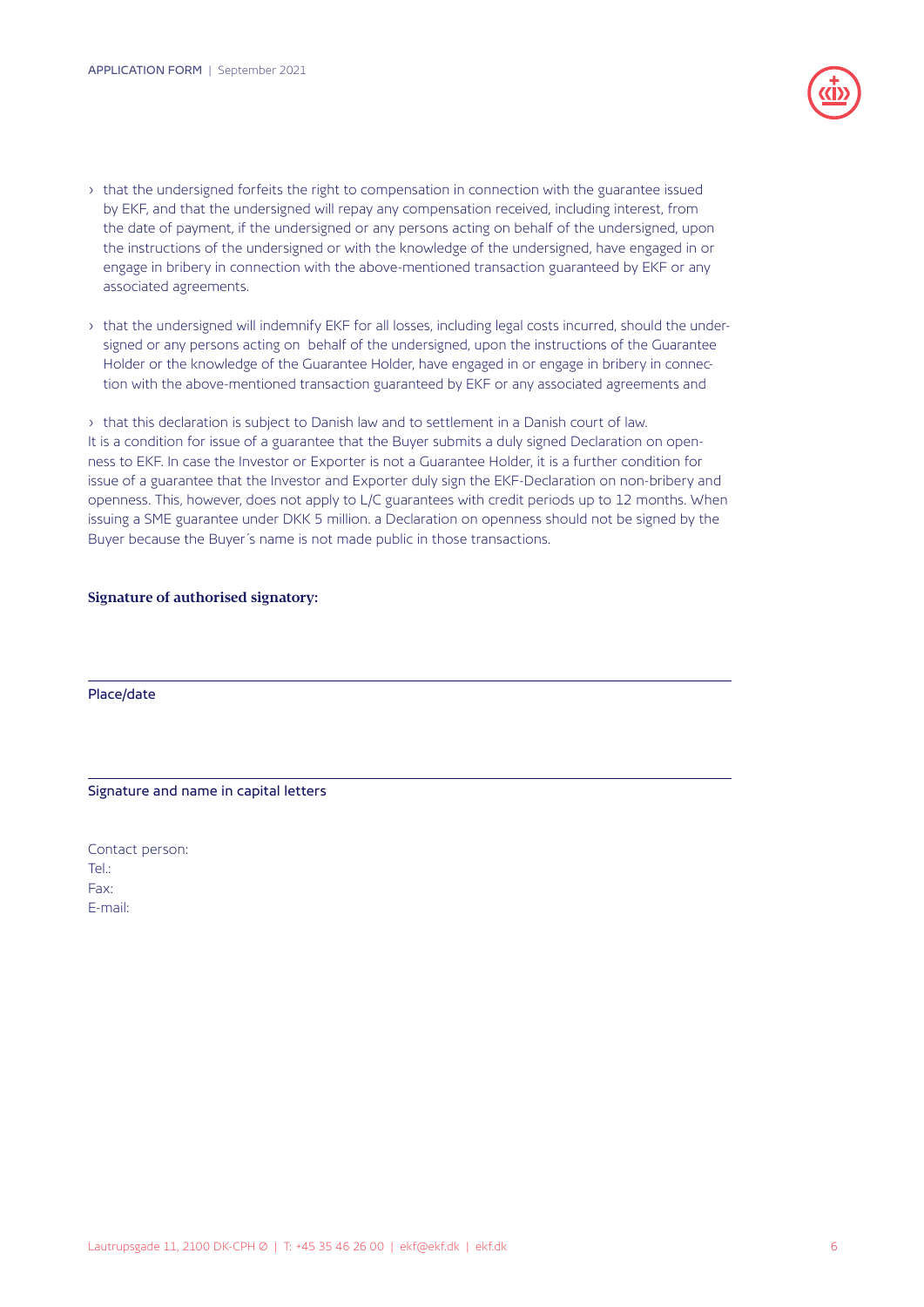- that the undersigned forfeits the right to compensation in connection with the guarantee issued by EKF, and that the undersigned will repay any compensation received, including interest, from the date of payment, if the undersigned or any persons acting on behalf of the undersigned, upon the instructions of the undersigned or with the knowledge of the undersigned, have engaged in or engage in bribery in connection with the above-mentioned transaction guaranteed by EKF or any associated agreements.

- that the undersigned will indemnify EKF for all losses, including legal costs incurred, should the undersigned or any persons acting on behalf of the undersigned, upon the instructions of the Guarantee Holder or the knowledge of the Guarantee Holder, have engaged in or engage in bribery in connection with the above-mentioned transaction guaranteed by EKF or any associated agreements and

- that this declaration is subject to Danish law and to settlement in a Danish court of law.

It is a condition for issue of a guarantee that the Buyer submits a duly signed Declaration on openness to EKF. In case the Investor or Exporter is not a Guarantee Holder, it is a further condition for issue of a guarantee that the Investor and Exporter duly sign the EKF-Declaration on non-bribery and openness. This, however, does not apply to L/C guarantees with credit periods up to 12 months. When issuing a SME guarantee under DKK 5 million. a Declaration on openness should not be signed by the Buyer because the Buyer´s name is not made public in those transactions.

**Signature of authorised signatory:**

Place/date

Signature and name in capital letters

Contact person:
Tel.:
Fax:
E-mail: